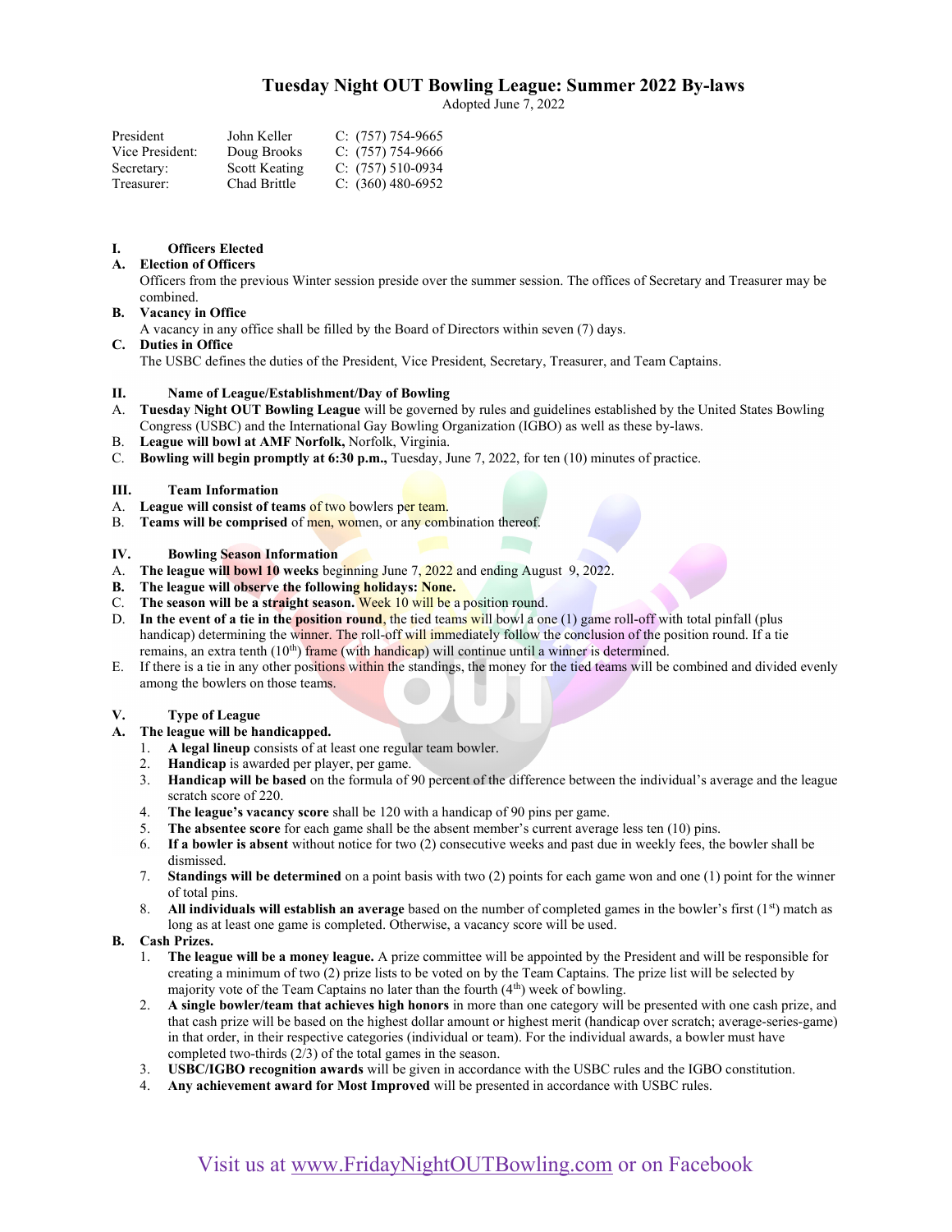# Tuesday Night OUT Bowling League: Summer 2022 By-laws

Adopted June 7, 2022

| | | |
|---|---|---|
| President | John Keller | C: (757) 754-9665 |
| Vice President: | Doug Brooks | C: (757) 754-9666 |
| Secretary: | Scott Keating | C: (757) 510-0934 |
| Treasurer: | Chad Brittle | C: (360) 480-6952 |

## I. Officers Elected

**A. Election of Officers**

Officers from the previous Winter session preside over the summer session. The offices of Secretary and Treasurer may be combined.

**B. Vacancy in Office**

A vacancy in any office shall be filled by the Board of Directors within seven (7) days.

**C. Duties in Office**

The USBC defines the duties of the President, Vice President, Secretary, Treasurer, and Team Captains.

## II. Name of League/Establishment/Day of Bowling

A. **Tuesday Night OUT Bowling League** will be governed by rules and guidelines established by the United States Bowling Congress (USBC) and the International Gay Bowling Organization (IGBO) as well as these by-laws.

B. **League will bowl at AMF Norfolk,** Norfolk, Virginia.

C. **Bowling will begin promptly at 6:30 p.m.,** Tuesday, June 7, 2022, for ten (10) minutes of practice.

## III. Team Information

A. **League will consist of teams** of two bowlers per team.

B. **Teams will be comprised** of men, women, or any combination thereof.

## IV. Bowling Season Information

A. **The league will bowl 10 weeks** beginning June 7, 2022 and ending August 9, 2022.

B. **The league will observe the following holidays: None.**

C. **The season will be a straight season.** Week 10 will be a position round.

D. **In the event of a tie in the position round,** the tied teams will bowl a one (1) game roll-off with total pinfall (plus handicap) determining the winner. The roll-off will immediately follow the conclusion of the position round. If a tie remains, an extra tenth (10th) frame (with handicap) will continue until a winner is determined.

E. If there is a tie in any other positions within the standings, the money for the tied teams will be combined and divided evenly among the bowlers on those teams.

## V. Type of League

**A. The league will be handicapped.**

1. **A legal lineup** consists of at least one regular team bowler.
2. **Handicap** is awarded per player, per game.
3. **Handicap will be based** on the formula of 90 percent of the difference between the individual's average and the league scratch score of 220.
4. **The league's vacancy score** shall be 120 with a handicap of 90 pins per game.
5. **The absentee score** for each game shall be the absent member's current average less ten (10) pins.
6. **If a bowler is absent** without notice for two (2) consecutive weeks and past due in weekly fees, the bowler shall be dismissed.
7. **Standings will be determined** on a point basis with two (2) points for each game won and one (1) point for the winner of total pins.
8. **All individuals will establish an average** based on the number of completed games in the bowler's first (1st) match as long as at least one game is completed. Otherwise, a vacancy score will be used.

**B. Cash Prizes.**

1. **The league will be a money league.** A prize committee will be appointed by the President and will be responsible for creating a minimum of two (2) prize lists to be voted on by the Team Captains. The prize list will be selected by majority vote of the Team Captains no later than the fourth (4th) week of bowling.
2. **A single bowler/team that achieves high honors** in more than one category will be presented with one cash prize, and that cash prize will be based on the highest dollar amount or highest merit (handicap over scratch; average-series-game) in that order, in their respective categories (individual or team). For the individual awards, a bowler must have completed two-thirds (2/3) of the total games in the season.
3. **USBC/IGBO recognition awards** will be given in accordance with the USBC rules and the IGBO constitution.
4. **Any achievement award for Most Improved** will be presented in accordance with USBC rules.

Visit us at www.FridayNightOUTBowling.com or on Facebook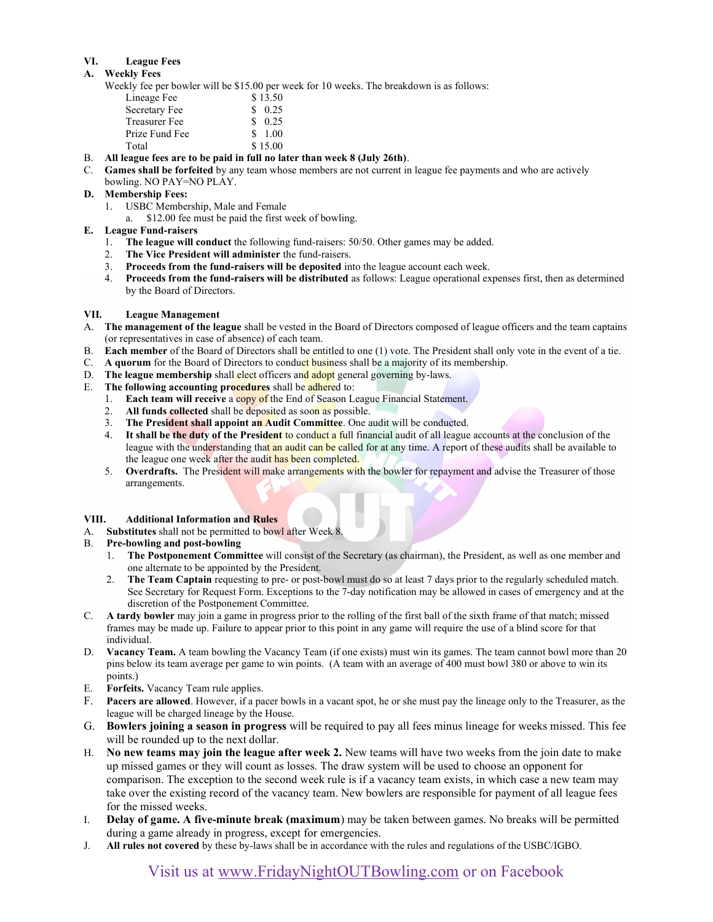## VI. League Fees

**A. Weekly Fees**

Weekly fee per bowler will be $15.00 per week for 10 weeks. The breakdown is as follows:

| | |
|---|---|
| Lineage Fee | $ 13.50 |
| Secretary Fee | $ 0.25 |
| Treasurer Fee | $ 0.25 |
| Prize Fund Fee | $ 1.00 |
| Total | $ 15.00 |

B. **All league fees are to be paid in full no later than week 8 (July 26th)**.

C. **Games shall be forfeited** by any team whose members are not current in league fee payments and who are actively bowling. NO PAY=NO PLAY.

**D. Membership Fees:**

1. USBC Membership, Male and Female
   a. $12.00 fee must be paid the first week of bowling.

**E. League Fund-raisers**

1. **The league will conduct** the following fund-raisers: 50/50. Other games may be added.
2. **The Vice President will administer** the fund-raisers.
3. **Proceeds from the fund-raisers will be deposited** into the league account each week.
4. **Proceeds from the fund-raisers will be distributed** as follows: League operational expenses first, then as determined by the Board of Directors.

## VII. League Management

A. **The management of the league** shall be vested in the Board of Directors composed of league officers and the team captains (or representatives in case of absence) of each team.

B. **Each member** of the Board of Directors shall be entitled to one (1) vote. The President shall only vote in the event of a tie.

C. **A quorum** for the Board of Directors to conduct business shall be a majority of its membership.

D. **The league membership** shall elect officers and adopt general governing by-laws.

E. **The following accounting procedures** shall be adhered to:

1. **Each team will receive** a copy of the End of Season League Financial Statement.
2. **All funds collected** shall be deposited as soon as possible.
3. **The President shall appoint an Audit Committee**. One audit will be conducted.
4. **It shall be the duty of the President** to conduct a full financial audit of all league accounts at the conclusion of the league with the understanding that an audit can be called for at any time. A report of these audits shall be available to the league one week after the audit has been completed.
5. **Overdrafts.** The President will make arrangements with the bowler for repayment and advise the Treasurer of those arrangements.

## VIII. Additional Information and Rules

A. **Substitutes** shall not be permitted to bowl after Week 8.

B. **Pre-bowling and post-bowling**

1. **The Postponement Committee** will consist of the Secretary (as chairman), the President, as well as one member and one alternate to be appointed by the President.
2. **The Team Captain** requesting to pre- or post-bowl must do so at least 7 days prior to the regularly scheduled match. See Secretary for Request Form. Exceptions to the 7-day notification may be allowed in cases of emergency and at the discretion of the Postponement Committee.

C. **A tardy bowler** may join a game in progress prior to the rolling of the first ball of the sixth frame of that match; missed frames may be made up. Failure to appear prior to this point in any game will require the use of a blind score for that individual.

D. **Vacancy Team.** A team bowling the Vacancy Team (if one exists) must win its games. The team cannot bowl more than 20 pins below its team average per game to win points. (A team with an average of 400 must bowl 380 or above to win its points.)

E. **Forfeits.** Vacancy Team rule applies.

F. **Pacers are allowed**. However, if a pacer bowls in a vacant spot, he or she must pay the lineage only to the Treasurer, as the league will be charged lineage by the House.

G. **Bowlers joining a season in progress** will be required to pay all fees minus lineage for weeks missed. This fee will be rounded up to the next dollar.

H. **No new teams may join the league after week 2.** New teams will have two weeks from the join date to make up missed games or they will count as losses. The draw system will be used to choose an opponent for comparison. The exception to the second week rule is if a vacancy team exists, in which case a new team may take over the existing record of the vacancy team. New bowlers are responsible for payment of all league fees for the missed weeks.

I. **Delay of game. A five-minute break (maximum**) may be taken between games. No breaks will be permitted during a game already in progress, except for emergencies.

J. **All rules not covered** by these by-laws shall be in accordance with the rules and regulations of the USBC/IGBO.

Visit us at www.FridayNightOUTBowling.com or on Facebook